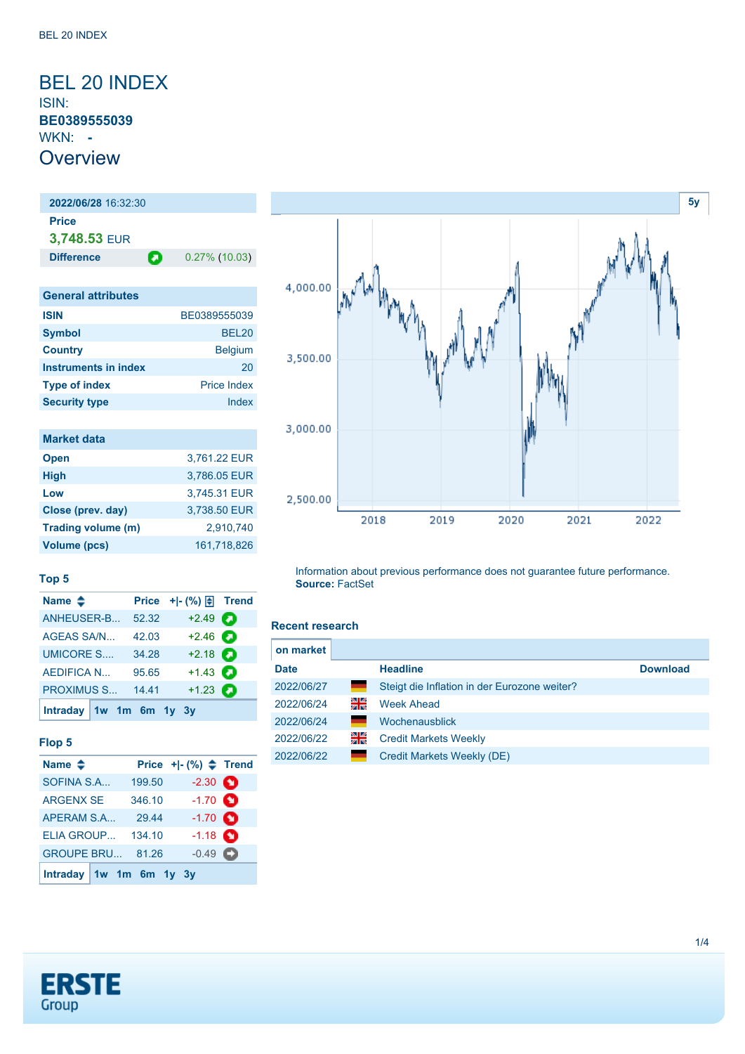# BEL 20 INDEX

ISIN: **BE0389555039**

WKN: **-**

## Overview

| 2022/06/28 16:32:30 | |
|---|---|
| **Price** | |
| 3,748.53 EUR | |
| **Difference** | 0.27% (10.03) |

| General attributes | |
|---|---|
| **ISIN** | BE0389555039 |
| **Symbol** | BEL20 |
| **Country** | Belgium |
| **Instruments in index** | 20 |
| **Type of index** | Price Index |
| **Security type** | Index |

| Market data | |
|---|---|
| **Open** | 3,761.22 EUR |
| **High** | 3,786.05 EUR |
| **Low** | 3,745.31 EUR |
| **Close (prev. day)** | 3,738.50 EUR |
| **Trading volume (m)** | 2,910,740 |
| **Volume (pcs)** | 161,718,826 |

### Top 5

| Name | Price | +\|- (%) | Trend |
|---|---|---|---|
| ANHEUSER-B... | 52.32 | +2.49 | |
| AGEAS SA/N... | 42.03 | +2.46 | |
| UMICORE S.... | 34.28 | +2.18 | |
| AEDIFICA N... | 95.65 | +1.43 | |
| PROXIMUS S... | 14.41 | +1.23 | |

Intraday 1w 1m 6m 1y 3y

### Flop 5

| Name | Price | +\|- (%) | Trend |
|---|---|---|---|
| SOFINA S.A... | 199.50 | -2.30 | |
| ARGENX SE | 346.10 | -1.70 | |
| APERAM S.A... | 29.44 | -1.70 | |
| ELIA GROUP... | 134.10 | -1.18 | |
| GROUPE BRU... | 81.26 | -0.49 | |

Intraday 1w 1m 6m 1y 3y

Information about previous performance does not guarantee future performance.
**Source:** FactSet

### Recent research

on market

| Date | | Headline | Download |
|---|---|---|---|
| 2022/06/27 | | Steigt die Inflation in der Eurozone weiter? | |
| 2022/06/24 | | Week Ahead | |
| 2022/06/24 | | Wochenausblick | |
| 2022/06/22 | | Credit Markets Weekly | |
| 2022/06/22 | | Credit Markets Weekly (DE) | |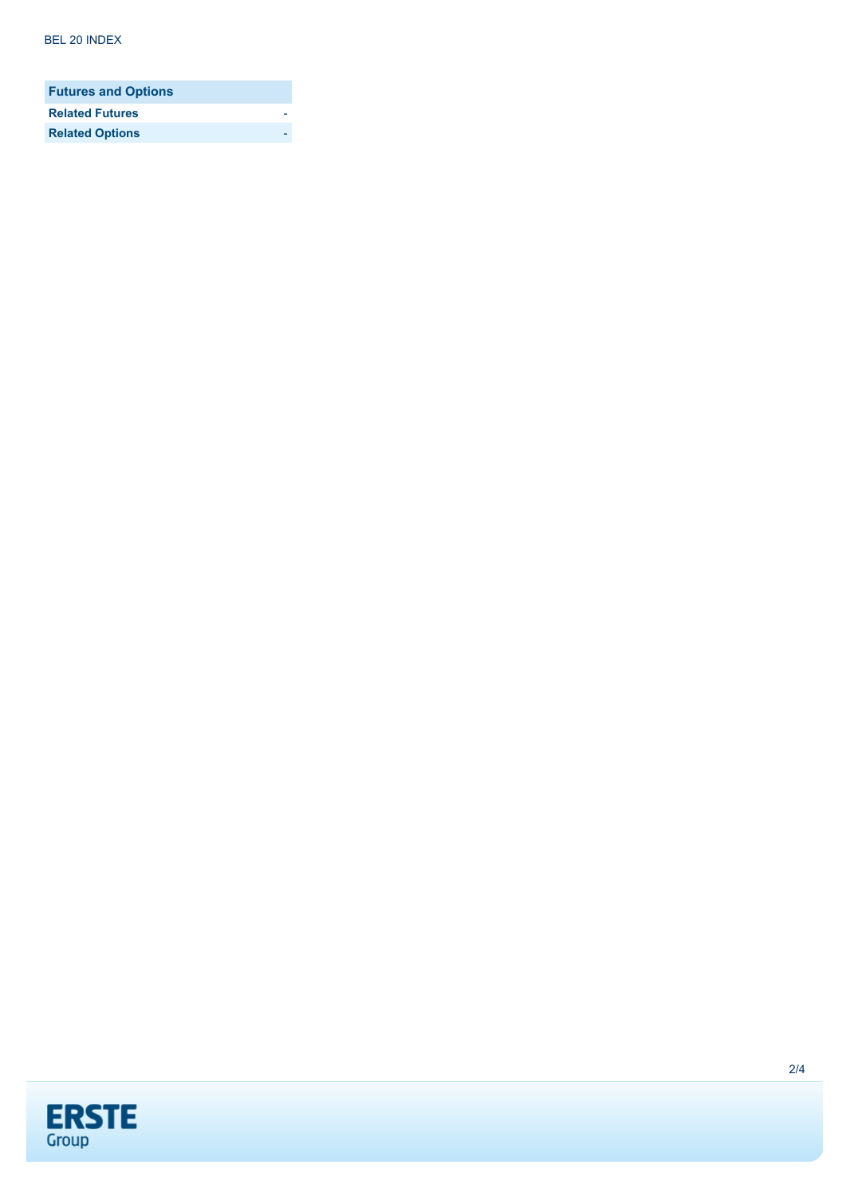| Futures and Options | |
|---|---|
| **Related Futures** | - |
| **Related Options** | - |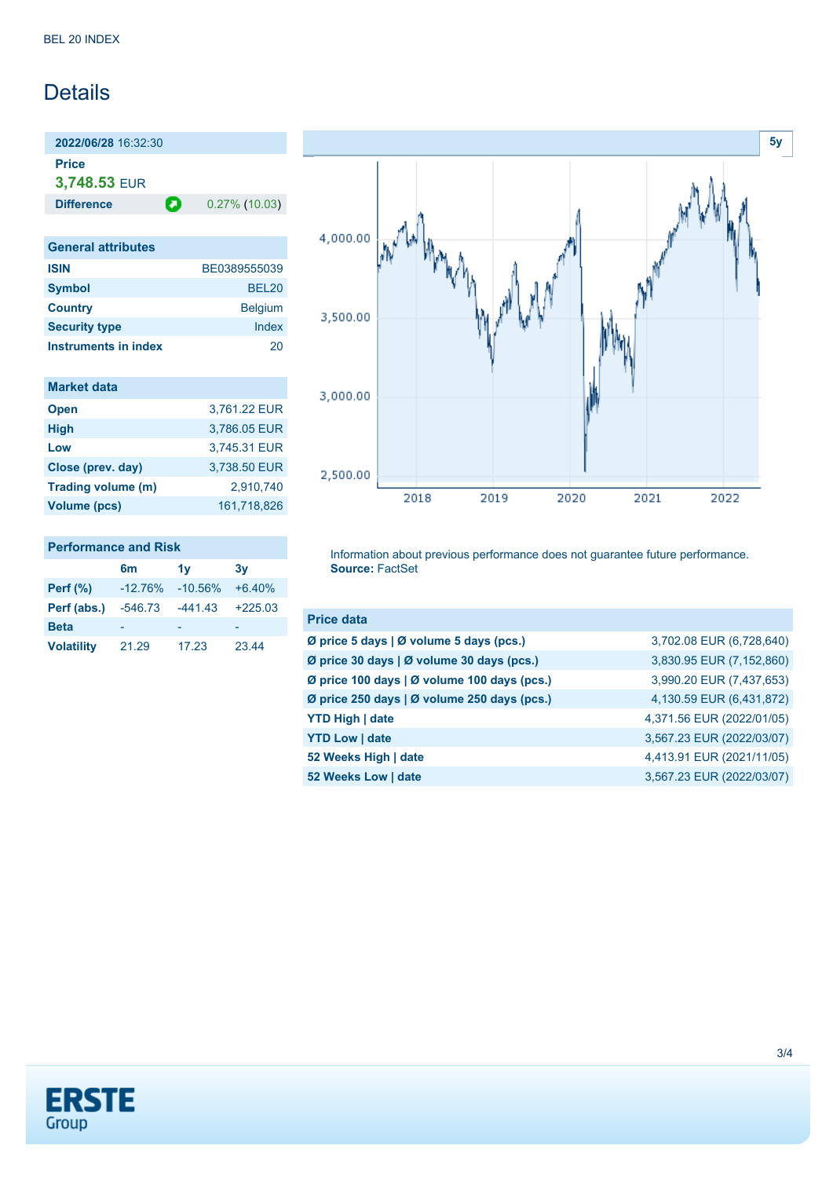# Details

**2022/06/28** 16:32:30

**Price**

**3,748.53** EUR

| **Difference** | 0.27% (10.03) |
|---|---|

## General attributes

| | |
|---|---|
| **ISIN** | BE0389555039 |
| **Symbol** | BEL20 |
| **Country** | Belgium |
| **Security type** | Index |
| **Instruments in index** | 20 |

## Market data

| | |
|---|---|
| **Open** | 3,761.22 EUR |
| **High** | 3,786.05 EUR |
| **Low** | 3,745.31 EUR |
| **Close (prev. day)** | 3,738.50 EUR |
| **Trading volume (m)** | 2,910,740 |
| **Volume (pcs)** | 161,718,826 |

## Performance and Risk

| | 6m | 1y | 3y |
|---|---|---|---|
| **Perf (%)** | -12.76% | -10.56% | +6.40% |
| **Perf (abs.)** | -546.73 | -441.43 | +225.03 |
| **Beta** | - | - | - |
| **Volatility** | 21.29 | 17.23 | 23.44 |

Information about previous performance does not guarantee future performance.
**Source:** FactSet

## Price data

| | |
|---|---|
| **Ø price 5 days \| Ø volume 5 days (pcs.)** | 3,702.08 EUR (6,728,640) |
| **Ø price 30 days \| Ø volume 30 days (pcs.)** | 3,830.95 EUR (7,152,860) |
| **Ø price 100 days \| Ø volume 100 days (pcs.)** | 3,990.20 EUR (7,437,653) |
| **Ø price 250 days \| Ø volume 250 days (pcs.)** | 4,130.59 EUR (6,431,872) |
| **YTD High \| date** | 4,371.56 EUR (2022/01/05) |
| **YTD Low \| date** | 3,567.23 EUR (2022/03/07) |
| **52 Weeks High \| date** | 4,413.91 EUR (2021/11/05) |
| **52 Weeks Low \| date** | 3,567.23 EUR (2022/03/07) |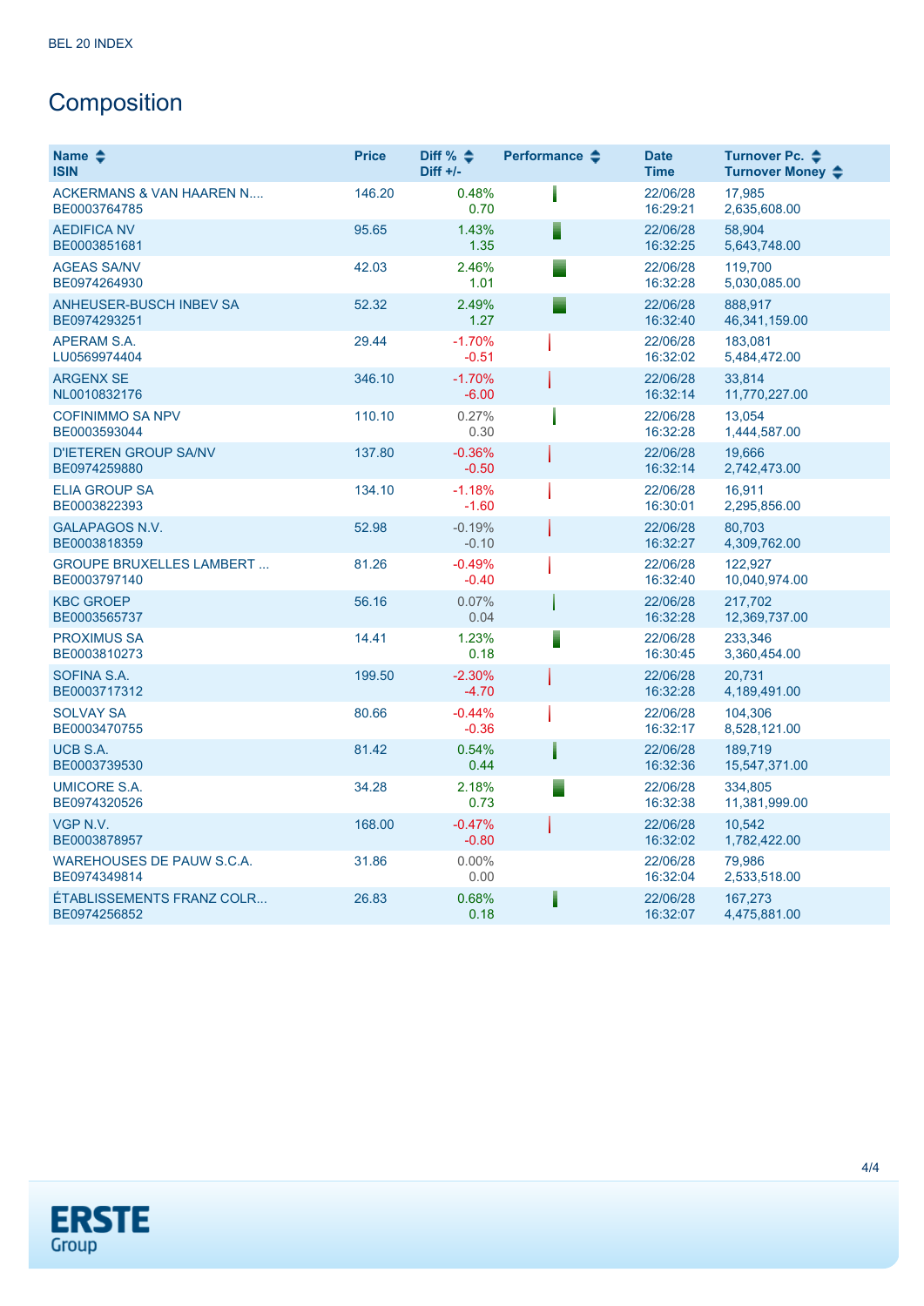# Composition

| Name<br>ISIN | Price | Diff %<br>Diff +/- | Performance | Date<br>Time | Turnover Pc.<br>Turnover Money |
|---|---|---|---|---|---|
| ACKERMANS & VAN HAAREN N....<br>BE0003764785 | 146.20 | 0.48%<br>0.70 | | 22/06/28<br>16:29:21 | 17,985<br>2,635,608.00 |
| AEDIFICA NV<br>BE0003851681 | 95.65 | 1.43%<br>1.35 | | 22/06/28<br>16:32:25 | 58,904<br>5,643,748.00 |
| AGEAS SA/NV<br>BE0974264930 | 42.03 | 2.46%<br>1.01 | | 22/06/28<br>16:32:28 | 119,700<br>5,030,085.00 |
| ANHEUSER-BUSCH INBEV SA<br>BE0974293251 | 52.32 | 2.49%<br>1.27 | | 22/06/28<br>16:32:40 | 888,917<br>46,341,159.00 |
| APERAM S.A.<br>LU0569974404 | 29.44 | -1.70%<br>-0.51 | | 22/06/28<br>16:32:02 | 183,081<br>5,484,472.00 |
| ARGENX SE<br>NL0010832176 | 346.10 | -1.70%<br>-6.00 | | 22/06/28<br>16:32:14 | 33,814<br>11,770,227.00 |
| COFINIMMO SA NPV<br>BE0003593044 | 110.10 | 0.27%<br>0.30 | | 22/06/28<br>16:32:28 | 13,054<br>1,444,587.00 |
| D'IETEREN GROUP SA/NV<br>BE0974259880 | 137.80 | -0.36%<br>-0.50 | | 22/06/28<br>16:32:14 | 19,666<br>2,742,473.00 |
| ELIA GROUP SA<br>BE0003822393 | 134.10 | -1.18%<br>-1.60 | | 22/06/28<br>16:30:01 | 16,911<br>2,295,856.00 |
| GALAPAGOS N.V.<br>BE0003818359 | 52.98 | -0.19%<br>-0.10 | | 22/06/28<br>16:32:27 | 80,703<br>4,309,762.00 |
| GROUPE BRUXELLES LAMBERT ...<br>BE0003797140 | 81.26 | -0.49%<br>-0.40 | | 22/06/28<br>16:32:40 | 122,927<br>10,040,974.00 |
| KBC GROEP<br>BE0003565737 | 56.16 | 0.07%<br>0.04 | | 22/06/28<br>16:32:28 | 217,702<br>12,369,737.00 |
| PROXIMUS SA<br>BE0003810273 | 14.41 | 1.23%<br>0.18 | | 22/06/28<br>16:30:45 | 233,346<br>3,360,454.00 |
| SOFINA S.A.<br>BE0003717312 | 199.50 | -2.30%<br>-4.70 | | 22/06/28<br>16:32:28 | 20,731<br>4,189,491.00 |
| SOLVAY SA<br>BE0003470755 | 80.66 | -0.44%<br>-0.36 | | 22/06/28<br>16:32:17 | 104,306<br>8,528,121.00 |
| UCB S.A.<br>BE0003739530 | 81.42 | 0.54%<br>0.44 | | 22/06/28<br>16:32:36 | 189,719<br>15,547,371.00 |
| UMICORE S.A.<br>BE0974320526 | 34.28 | 2.18%<br>0.73 | | 22/06/28<br>16:32:38 | 334,805<br>11,381,999.00 |
| VGP N.V.<br>BE0003878957 | 168.00 | -0.47%<br>-0.80 | | 22/06/28<br>16:32:02 | 10,542<br>1,782,422.00 |
| WAREHOUSES DE PAUW S.C.A.<br>BE0974349814 | 31.86 | 0.00%<br>0.00 | | 22/06/28<br>16:32:04 | 79,986<br>2,533,518.00 |
| ÉTABLISSEMENTS FRANZ COLR...<br>BE0974256852 | 26.83 | 0.68%<br>0.18 | | 22/06/28<br>16:32:07 | 167,273<br>4,475,881.00 |